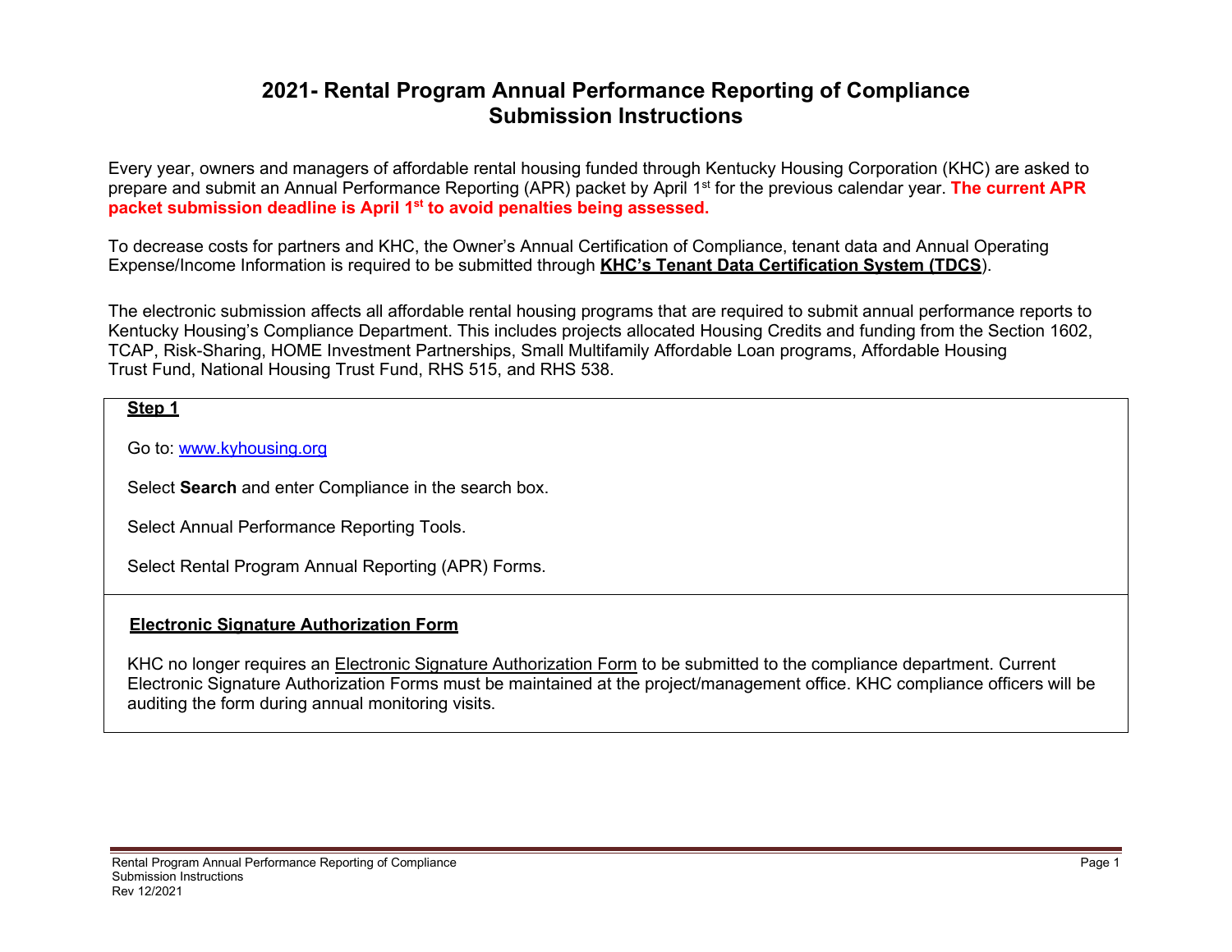# 2021- Rental Program Annual Performance Reporting of Compliance Submission Instructions

Every year, owners and managers of affordable rental housing funded through Kentucky Housing Corporation (KHC) are asked to prepare and submit an Annual Performance Reporting (APR) packet by April 1st for the previous calendar year. **The current APR packet submission deadline is April 1st to avoid penalties being assessed.**

To decrease costs for partners and KHC, the Owner's Annual Certification of Compliance, tenant data and Annual Operating Expense/Income Information is required to be submitted through **KHC's Tenant Data Certification System (TDCS)**.

The electronic submission affects all affordable rental housing programs that are required to submit annual performance reports to Kentucky Housing's Compliance Department. This includes projects allocated Housing Credits and funding from the Section 1602, TCAP, Risk-Sharing, HOME Investment Partnerships, Small Multifamily Affordable Loan programs, Affordable Housing Trust Fund, National Housing Trust Fund, RHS 515, and RHS 538.

## Step 1

Go to: www.kyhousing.org

Select **Search** and enter Compliance in the search box.

Select Annual Performance Reporting Tools.

Select Rental Program Annual Reporting (APR) Forms.

## Electronic Signature Authorization Form

KHC no longer requires an Electronic Signature Authorization Form to be submitted to the compliance department. Current Electronic Signature Authorization Forms must be maintained at the project/management office. KHC compliance officers will be auditing the form during annual monitoring visits.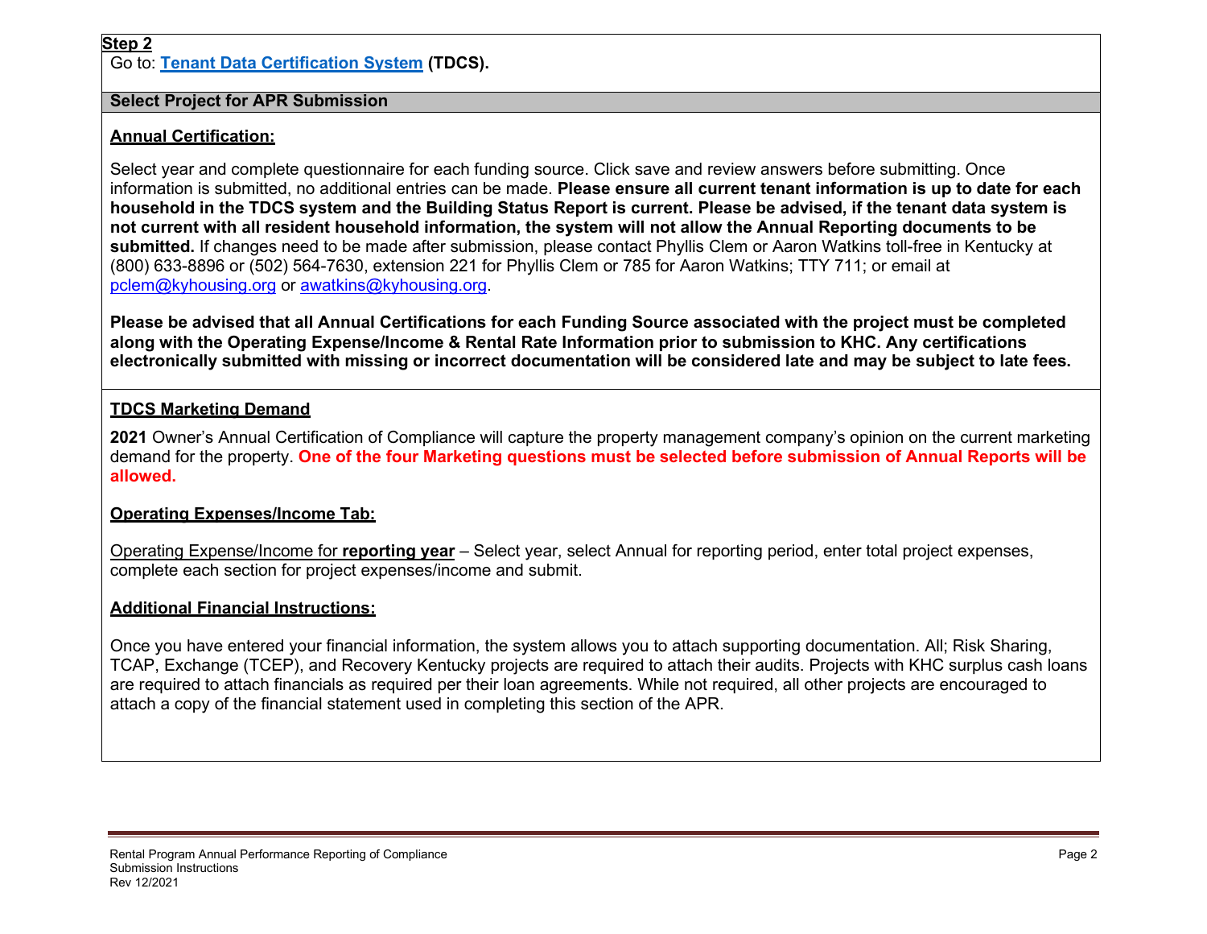**Step 2**

Go to: **[Tenant Data Certification System](#) (TDCS).**

**Select Project for APR Submission**

**Annual Certification:**

Select year and complete questionnaire for each funding source. Click save and review answers before submitting. Once information is submitted, no additional entries can be made. **Please ensure all current tenant information is up to date for each household in the TDCS system and the Building Status Report is current. Please be advised, if the tenant data system is not current with all resident household information, the system will not allow the Annual Reporting documents to be submitted.** If changes need to be made after submission, please contact Phyllis Clem or Aaron Watkins toll-free in Kentucky at (800) 633-8896 or (502) 564-7630, extension 221 for Phyllis Clem or 785 for Aaron Watkins; TTY 711; or email at pclem@kyhousing.org or awatkins@kyhousing.org.

**Please be advised that all Annual Certifications for each Funding Source associated with the project must be completed along with the Operating Expense/Income & Rental Rate Information prior to submission to KHC. Any certifications electronically submitted with missing or incorrect documentation will be considered late and may be subject to late fees.**

**TDCS Marketing Demand**

**2021** Owner's Annual Certification of Compliance will capture the property management company's opinion on the current marketing demand for the property. **One of the four Marketing questions must be selected before submission of Annual Reports will be allowed.**

**Operating Expenses/Income Tab:**

Operating Expense/Income for **reporting year** – Select year, select Annual for reporting period, enter total project expenses, complete each section for project expenses/income and submit.

**Additional Financial Instructions:**

Once you have entered your financial information, the system allows you to attach supporting documentation. All; Risk Sharing, TCAP, Exchange (TCEP), and Recovery Kentucky projects are required to attach their audits. Projects with KHC surplus cash loans are required to attach financials as required per their loan agreements. While not required, all other projects are encouraged to attach a copy of the financial statement used in completing this section of the APR.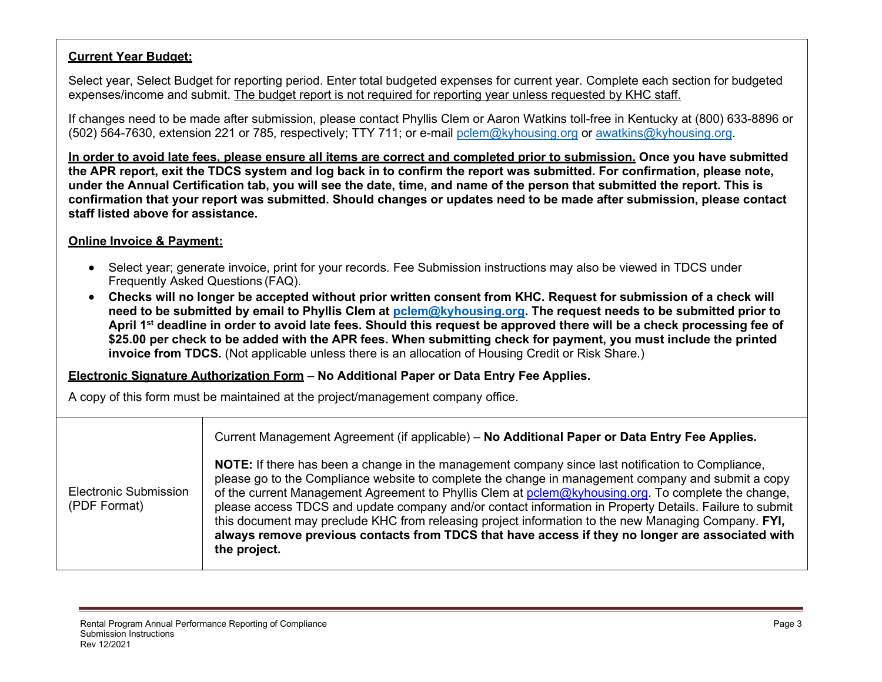**Current Year Budget:**

Select year, Select Budget for reporting period. Enter total budgeted expenses for current year. Complete each section for budgeted expenses/income and submit. The budget report is not required for reporting year unless requested by KHC staff.

If changes need to be made after submission, please contact Phyllis Clem or Aaron Watkins toll-free in Kentucky at (800) 633-8896 or (502) 564-7630, extension 221 or 785, respectively; TTY 711; or e-mail pclem@kyhousing.org or awatkins@kyhousing.org.

**In order to avoid late fees, please ensure all items are correct and completed prior to submission. Once you have submitted the APR report, exit the TDCS system and log back in to confirm the report was submitted. For confirmation, please note, under the Annual Certification tab, you will see the date, time, and name of the person that submitted the report. This is confirmation that your report was submitted. Should changes or updates need to be made after submission, please contact staff listed above for assistance.**

**Online Invoice & Payment:**

- Select year; generate invoice, print for your records. Fee Submission instructions may also be viewed in TDCS under Frequently Asked Questions (FAQ).
- **Checks will no longer be accepted without prior written consent from KHC. Request for submission of a check will need to be submitted by email to Phyllis Clem at pclem@kyhousing.org. The request needs to be submitted prior to April 1st deadline in order to avoid late fees. Should this request be approved there will be a check processing fee of $25.00 per check to be added with the APR fees. When submitting check for payment, you must include the printed invoice from TDCS.** (Not applicable unless there is an allocation of Housing Credit or Risk Share.)

**Electronic Signature Authorization Form** – **No Additional Paper or Data Entry Fee Applies.**

A copy of this form must be maintained at the project/management company office.

| | |
|---|---|
| Electronic Submission (PDF Format) | Current Management Agreement (if applicable) – **No Additional Paper or Data Entry Fee Applies.**<br><br>**NOTE:** If there has been a change in the management company since last notification to Compliance, please go to the Compliance website to complete the change in management company and submit a copy of the current Management Agreement to Phyllis Clem at pclem@kyhousing.org. To complete the change, please access TDCS and update company and/or contact information in Property Details. Failure to submit this document may preclude KHC from releasing project information to the new Managing Company. **FYI, always remove previous contacts from TDCS that have access if they no longer are associated with the project.** |